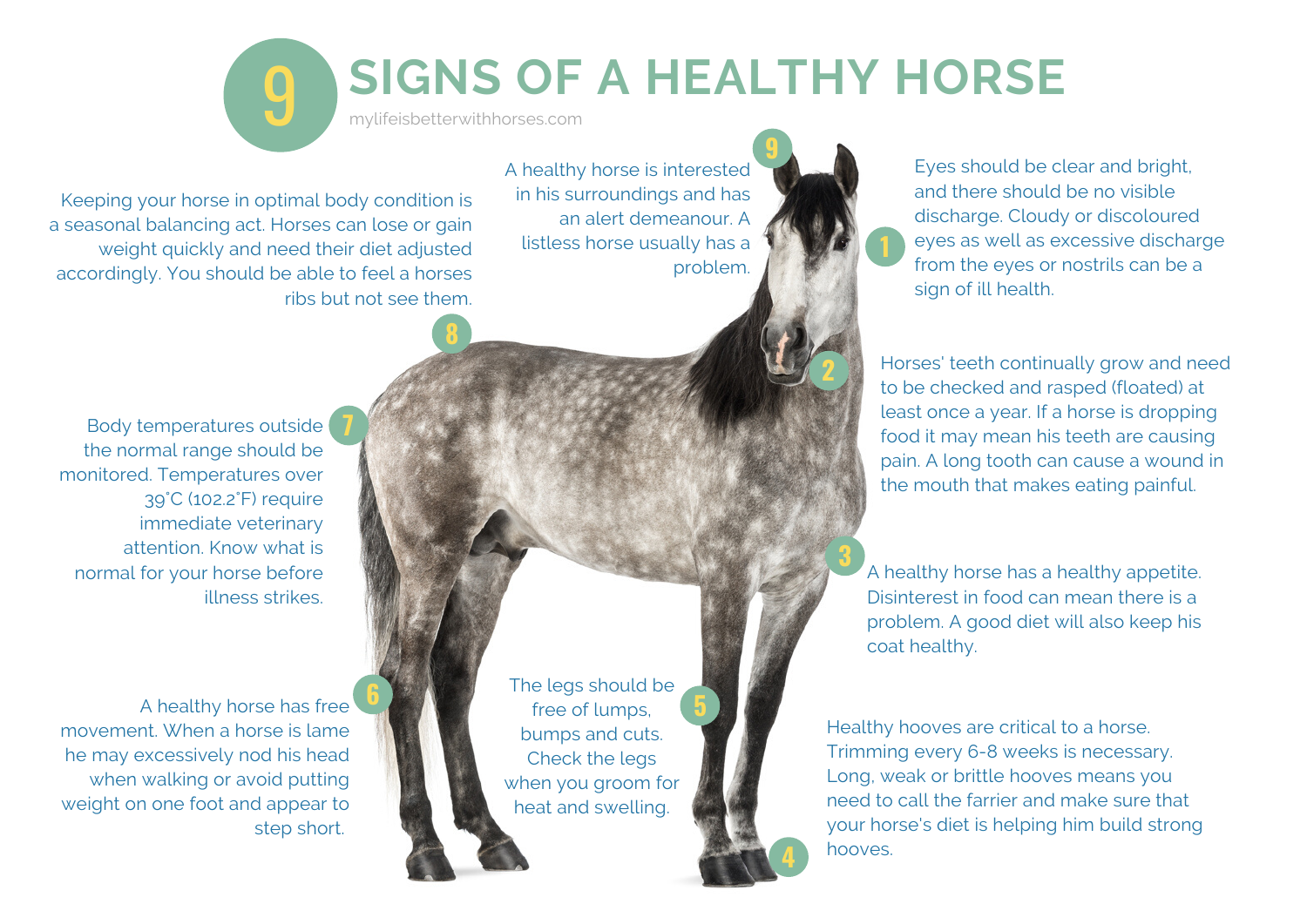# 9 SIGNS OF A HEALTHY HORSE

mylifeisbetterwithhorses.com

1. Eyes should be clear and bright, and there should be no visible discharge. Cloudy or discoloured eyes as well as excessive discharge from the eyes or nostrils can be a sign of ill health.

2. Horses' teeth continually grow and need to be checked and rasped (floated) at least once a year. If a horse is dropping food it may mean his teeth are causing pain. A long tooth can cause a wound in the mouth that makes eating painful.

3. A healthy horse has a healthy appetite. Disinterest in food can mean there is a problem. A good diet will also keep his coat healthy.

4. Healthy hooves are critical to a horse. Trimming every 6-8 weeks is necessary. Long, weak or brittle hooves means you need to call the farrier and make sure that your horse's diet is helping him build strong hooves.

5. The legs should be free of lumps, bumps and cuts. Check the legs when you groom for heat and swelling.

6. A healthy horse has free movement. When a horse is lame he may excessively nod his head when walking or avoid putting weight on one foot and appear to step short.

7. Body temperatures outside the normal range should be monitored. Temperatures over 39˚C (102.2˚F) require immediate veterinary attention. Know what is normal for your horse before illness strikes.

8. Keeping your horse in optimal body condition is a seasonal balancing act. Horses can lose or gain weight quickly and need their diet adjusted accordingly. You should be able to feel a horses ribs but not see them.

9. A healthy horse is interested in his surroundings and has an alert demeanour. A listless horse usually has a problem.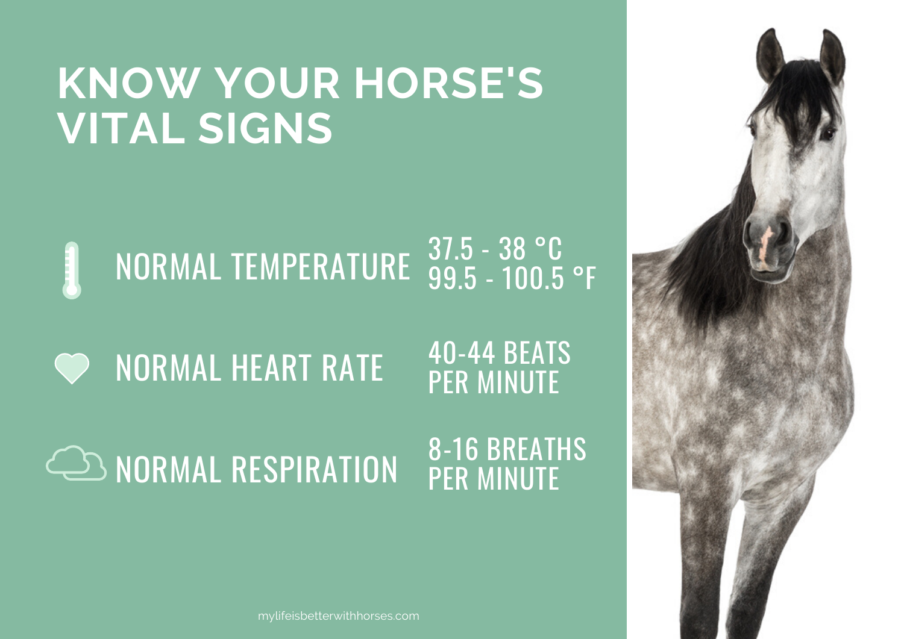# KNOW YOUR HORSE'S VITAL SIGNS

NORMAL TEMPERATURE 37.5 - 38 °C 99.5 - 100.5 °F

NORMAL HEART RATE 40-44 BEATS PER MINUTE

NORMAL RESPIRATION 8-16 BREATHS PER MINUTE

mylifeisbetterwithhorses.com